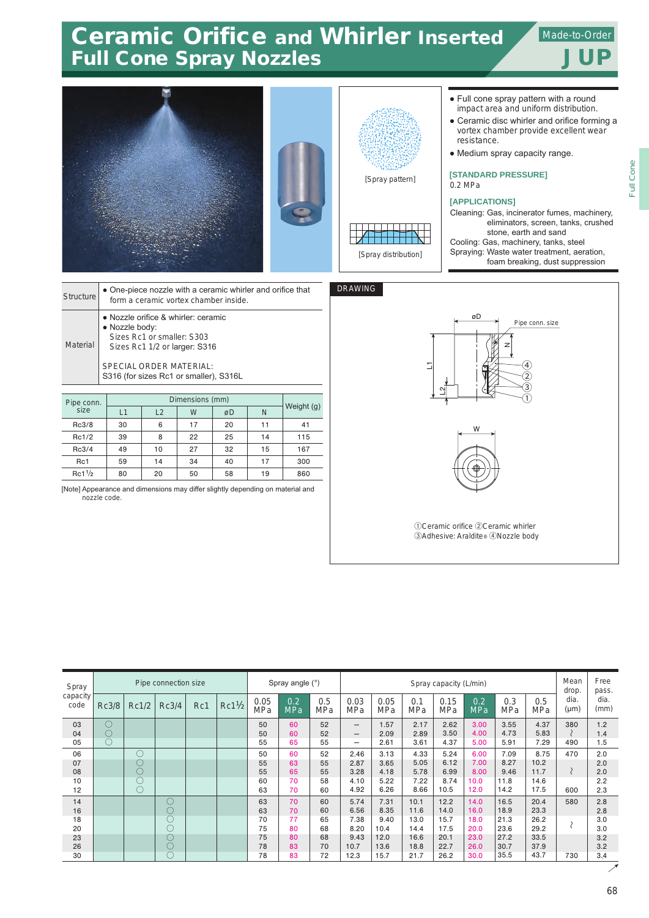# Ceramic Orifice and Whirler Inserted Full Cone Spray Nozzles

Made-to-Order

**JUP**

[Spray pattern]

[Spray distribution]

- Full cone spray pattern with a round impact area and uniform distribution.
- Ceramic disc whirler and orifice forming a vortex chamber provide excellent wear resistance.
- Medium spray capacity range.

**[STANDARD PRESSURE]**

0.2 MPa

**[APPLICATIONS]**

Cleaning: Gas, incinerator fumes, machinery, eliminators, screen, tanks, crushed stone, earth and sand

Cooling: Gas, machinery, tanks, steel

Spraying: Waste water treatment, aeration, foam breaking, dust suppression

| | |
|---|---|
| Structure | ● One-piece nozzle with a ceramic whirler and orifice that form a ceramic vortex chamber inside. |
| Material | ● Nozzle orifice & whirler: ceramic<br>● Nozzle body:<br>Sizes Rc1 or smaller: S303<br>Sizes Rc1 1/2 or larger: S316<br><br>SPECIAL ORDER MATERIAL:<br>S316 (for sizes Rc1 or smaller), S316L |

| Pipe conn. size | Dimensions (mm) | | | | | Weight (g) |
|---|---|---|---|---|---|---|
| | L1 | L2 | W | øD | N | |
| Rc3/8 | 30 | 6 | 17 | 20 | 11 | 41 |
| Rc1/2 | 39 | 8 | 22 | 25 | 14 | 115 |
| Rc3/4 | 49 | 10 | 27 | 32 | 15 | 167 |
| Rc1 | 59 | 14 | 34 | 40 | 17 | 300 |
| Rc1½ | 80 | 20 | 50 | 58 | 19 | 860 |

[Note] Appearance and dimensions may differ slightly depending on material and nozzle code.

**DRAWING**

①Ceramic orifice ②Ceramic whirler
③Adhesive: Araldite® ④Nozzle body

| Spray capacity code | Pipe connection size | | | | | Spray angle (°) | | | Spray capacity (L/min) | | | | | | | Mean drop. dia. (μm) | Free pass. dia. (mm) |
|---|---|---|---|---|---|---|---|---|---|---|---|---|---|---|---|---|---|
| | Rc3/8 | Rc1/2 | Rc3/4 | Rc1 | Rc1½ | 0.05 MPa | 0.2 MPa | 0.5 MPa | 0.03 MPa | 0.05 MPa | 0.1 MPa | 0.15 MPa | 0.2 MPa | 0.3 MPa | 0.5 MPa | | |
| 03 | ○ | | | | | 50 | 60 | 52 | – | 1.57 | 2.17 | 2.62 | 3.00 | 3.55 | 4.37 | 380 | 1.2 |
| 04 | ○ | | | | | 50 | 60 | 52 | – | 2.09 | 2.89 | 3.50 | 4.00 | 4.73 | 5.83 | ≀ | 1.4 |
| 05 | ○ | | | | | 55 | 65 | 55 | – | 2.61 | 3.61 | 4.37 | 5.00 | 5.91 | 7.29 | 490 | 1.5 |
| 06 | | ○ | | | | 50 | 60 | 52 | 2.46 | 3.13 | 4.33 | 5.24 | 6.00 | 7.09 | 8.75 | 470 | 2.0 |
| 07 | | ○ | | | | 55 | 63 | 55 | 2.87 | 3.65 | 5.05 | 6.12 | 7.00 | 8.27 | 10.2 | | 2.0 |
| 08 | | ○ | | | | 55 | 65 | 55 | 3.28 | 4.18 | 5.78 | 6.99 | 8.00 | 9.46 | 11.7 | ≀ | 2.0 |
| 10 | | ○ | | | | 60 | 70 | 58 | 4.10 | 5.22 | 7.22 | 8.74 | 10.0 | 11.8 | 14.6 | | 2.2 |
| 12 | | ○ | | | | 63 | 70 | 60 | 4.92 | 6.26 | 8.66 | 10.5 | 12.0 | 14.2 | 17.5 | 600 | 2.3 |
| 14 | | | ○ | | | 63 | 70 | 60 | 5.74 | 7.31 | 10.1 | 12.2 | 14.0 | 16.5 | 20.4 | 580 | 2.8 |
| 16 | | | ○ | | | 63 | 70 | 60 | 6.56 | 8.35 | 11.6 | 14.0 | 16.0 | 18.9 | 23.3 | | 2.8 |
| 18 | | | ○ | | | 70 | 77 | 65 | 7.38 | 9.40 | 13.0 | 15.7 | 18.0 | 21.3 | 26.2 | | 3.0 |
| 20 | | | ○ | | | 75 | 80 | 68 | 8.20 | 10.4 | 14.4 | 17.5 | 20.0 | 23.6 | 29.2 | ≀ | 3.0 |
| 23 | | | ○ | | | 75 | 80 | 68 | 9.43 | 12.0 | 16.6 | 20.1 | 23.0 | 27.2 | 33.5 | | 3.2 |
| 26 | | | ○ | | | 78 | 83 | 70 | 10.7 | 13.6 | 18.8 | 22.7 | 26.0 | 30.7 | 37.9 | | 3.2 |
| 30 | | | ○ | | | 78 | 83 | 72 | 12.3 | 15.7 | 21.7 | 26.2 | 30.0 | 35.5 | 43.7 | 730 | 3.4 |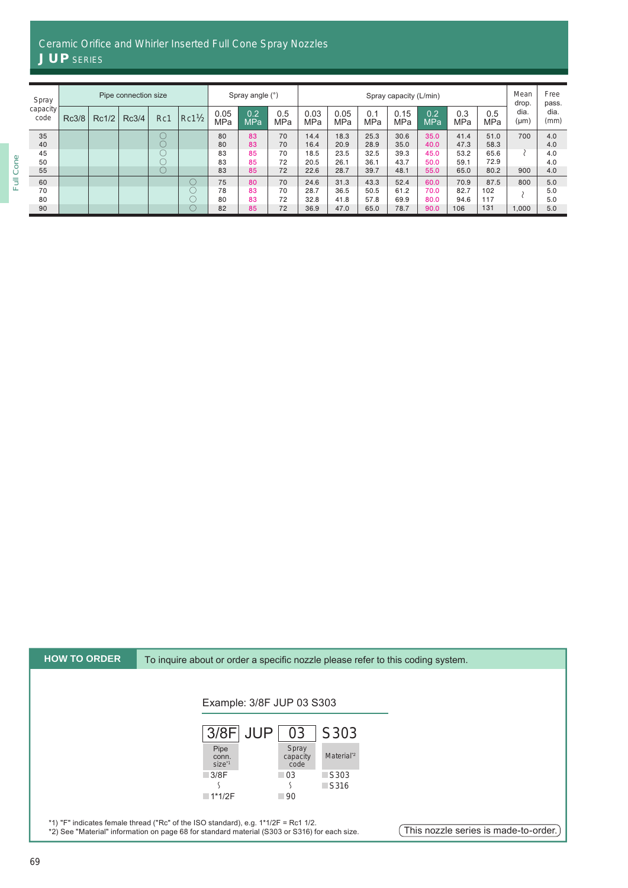# Ceramic Orifice and Whirler Inserted Full Cone Spray Nozzles

## JUP SERIES

| Spray capacity code | Pipe connection size | | | | | Spray angle (°) | | | Spray capacity (L/min) | | | | | | | Mean drop. dia. (μm) | Free pass. dia. (mm) |
|---|---|---|---|---|---|---|---|---|---|---|---|---|---|---|---|---|---|
| | Rc3/8 | Rc1/2 | Rc3/4 | Rc1 | Rc1½ | 0.05 MPa | 0.2 MPa | 0.5 MPa | 0.03 MPa | 0.05 MPa | 0.1 MPa | 0.15 MPa | 0.2 MPa | 0.3 MPa | 0.5 MPa | | |
| 35 | | | | ○ | | 80 | 83 | 70 | 14.4 | 18.3 | 25.3 | 30.6 | 35.0 | 41.4 | 51.0 | 700 | 4.0 |
| 40 | | | | ○ | | 80 | 83 | 70 | 16.4 | 20.9 | 28.9 | 35.0 | 40.0 | 47.3 | 58.3 | | 4.0 |
| 45 | | | | ○ | | 83 | 85 | 70 | 18.5 | 23.5 | 32.5 | 39.3 | 45.0 | 53.2 | 65.6 | ~ | 4.0 |
| 50 | | | | ○ | | 83 | 85 | 72 | 20.5 | 26.1 | 36.1 | 43.7 | 50.0 | 59.1 | 72.9 | | 4.0 |
| 55 | | | | ○ | | 83 | 85 | 72 | 22.6 | 28.7 | 39.7 | 48.1 | 55.0 | 65.0 | 80.2 | 900 | 4.0 |
| 60 | | | | | ○ | 75 | 80 | 70 | 24.6 | 31.3 | 43.3 | 52.4 | 60.0 | 70.9 | 87.5 | 800 | 5.0 |
| 70 | | | | | ○ | 78 | 83 | 70 | 28.7 | 36.5 | 50.5 | 61.2 | 70.0 | 82.7 | 102 | ~ | 5.0 |
| 80 | | | | | ○ | 80 | 83 | 70 | 32.8 | 41.8 | 57.8 | 69.9 | 80.0 | 94.6 | 117 | | 5.0 |
| 90 | | | | | ○ | 82 | 85 | 72 | 36.9 | 47.0 | 65.0 | 78.7 | 90.0 | 106 | 131 | 1,000 | 5.0 |

## HOW TO ORDER

To inquire about or order a specific nozzle please refer to this coding system.

Example: 3/8F JUP 03 S303

| 3/8F | JUP | 03 | S303 |
|---|---|---|---|
| Pipe conn. size[*1] | | Spray capacity code | Material[*2] |
| 3/8F ~ 1*1/2F | | 03 ~ 90 | S303, S316 |

*1) "F" indicates female thread ("Rc" of the ISO standard), e.g. 1*1/2F = Rc1 1/2.
*2) See "Material" information on page 68 for standard material (S303 or S316) for each size.

This nozzle series is made-to-order.